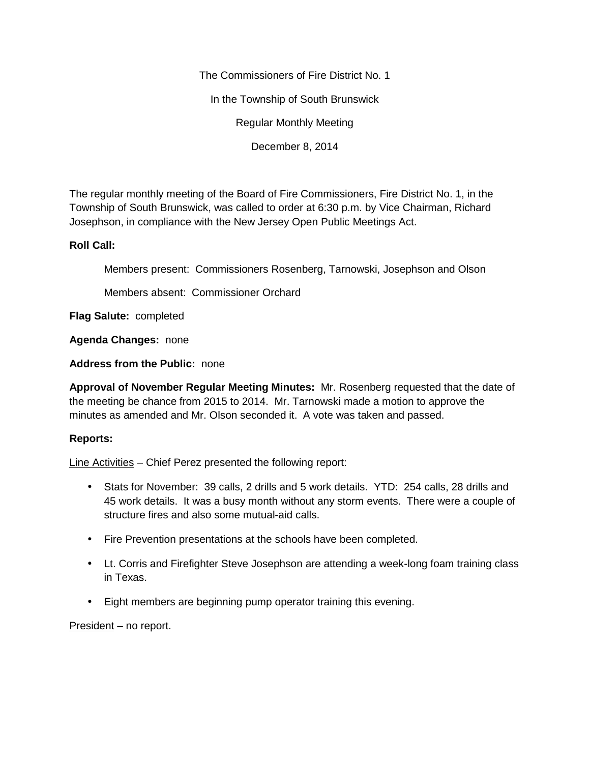The Commissioners of Fire District No. 1

In the Township of South Brunswick

Regular Monthly Meeting

December 8, 2014

The regular monthly meeting of the Board of Fire Commissioners, Fire District No. 1, in the Township of South Brunswick, was called to order at 6:30 p.m. by Vice Chairman, Richard Josephson, in compliance with the New Jersey Open Public Meetings Act.

**Roll Call:**

Members present: Commissioners Rosenberg, Tarnowski, Josephson and Olson

Members absent: Commissioner Orchard

**Flag Salute:** completed

**Agenda Changes:** none

**Address from the Public:** none

**Approval of November Regular Meeting Minutes:** Mr. Rosenberg requested that the date of the meeting be chance from 2015 to 2014. Mr. Tarnowski made a motion to approve the minutes as amended and Mr. Olson seconded it. A vote was taken and passed.

**Reports:**

Line Activities – Chief Perez presented the following report:

- Stats for November: 39 calls, 2 drills and 5 work details. YTD: 254 calls, 28 drills and 45 work details. It was a busy month without any storm events. There were a couple of structure fires and also some mutual-aid calls.
- Fire Prevention presentations at the schools have been completed.
- Lt. Corris and Firefighter Steve Josephson are attending a week-long foam training class in Texas.
- Eight members are beginning pump operator training this evening.

President – no report.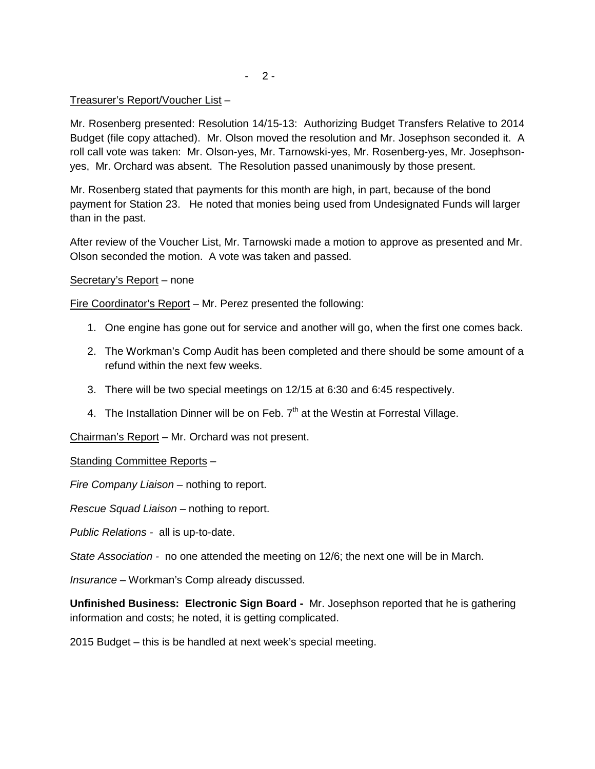Treasurer's Report/Voucher List –

Mr. Rosenberg presented: Resolution 14/15-13: Authorizing Budget Transfers Relative to 2014 Budget (file copy attached). Mr. Olson moved the resolution and Mr. Josephson seconded it. A roll call vote was taken: Mr. Olson-yes, Mr. Tarnowski-yes, Mr. Rosenberg-yes, Mr. Josephson-yes, Mr. Orchard was absent. The Resolution passed unanimously by those present.

Mr. Rosenberg stated that payments for this month are high, in part, because of the bond payment for Station 23. He noted that monies being used from Undesignated Funds will larger than in the past.

After review of the Voucher List, Mr. Tarnowski made a motion to approve as presented and Mr. Olson seconded the motion. A vote was taken and passed.

Secretary's Report – none

Fire Coordinator's Report – Mr. Perez presented the following:

1. One engine has gone out for service and another will go, when the first one comes back.
2. The Workman's Comp Audit has been completed and there should be some amount of a refund within the next few weeks.
3. There will be two special meetings on 12/15 at 6:30 and 6:45 respectively.
4. The Installation Dinner will be on Feb. 7th at the Westin at Forrestal Village.

Chairman's Report – Mr. Orchard was not present.

Standing Committee Reports –

*Fire Company Liaison* – nothing to report.

*Rescue Squad Liaison* – nothing to report.

*Public Relations* - all is up-to-date.

*State Association* - no one attended the meeting on 12/6; the next one will be in March.

*Insurance* – Workman's Comp already discussed.

**Unfinished Business: Electronic Sign Board -** Mr. Josephson reported that he is gathering information and costs; he noted, it is getting complicated.

2015 Budget – this is be handled at next week's special meeting.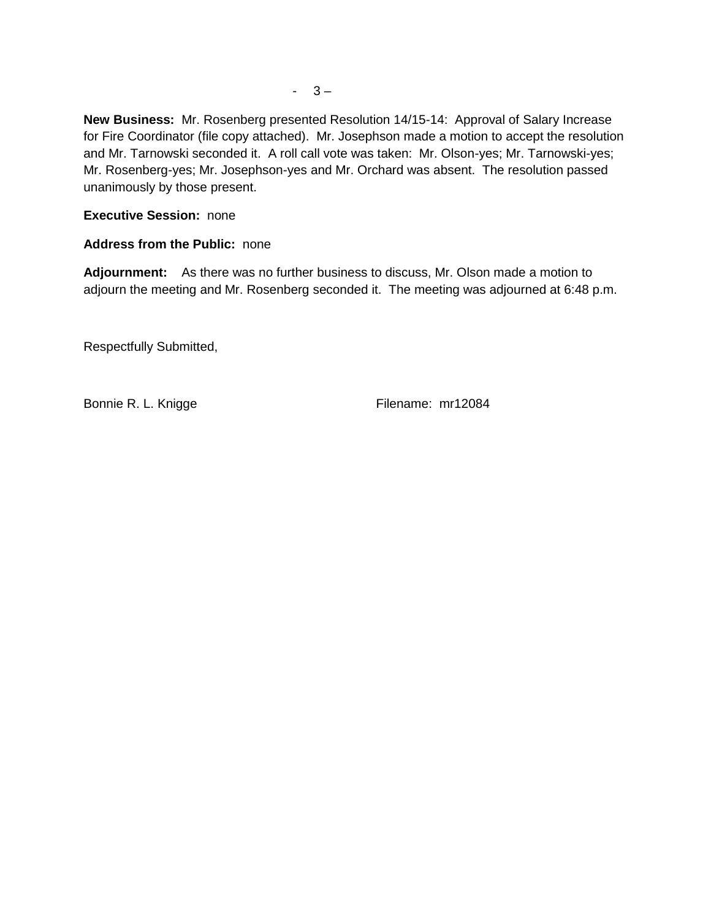**New Business:** Mr. Rosenberg presented Resolution 14/15-14: Approval of Salary Increase for Fire Coordinator (file copy attached). Mr. Josephson made a motion to accept the resolution and Mr. Tarnowski seconded it. A roll call vote was taken: Mr. Olson-yes; Mr. Tarnowski-yes; Mr. Rosenberg-yes; Mr. Josephson-yes and Mr. Orchard was absent. The resolution passed unanimously by those present.

**Executive Session:** none

**Address from the Public:** none

**Adjournment:** As there was no further business to discuss, Mr. Olson made a motion to adjourn the meeting and Mr. Rosenberg seconded it. The meeting was adjourned at 6:48 p.m.

Respectfully Submitted,

Bonnie R. L. Knigge    Filename: mr12084